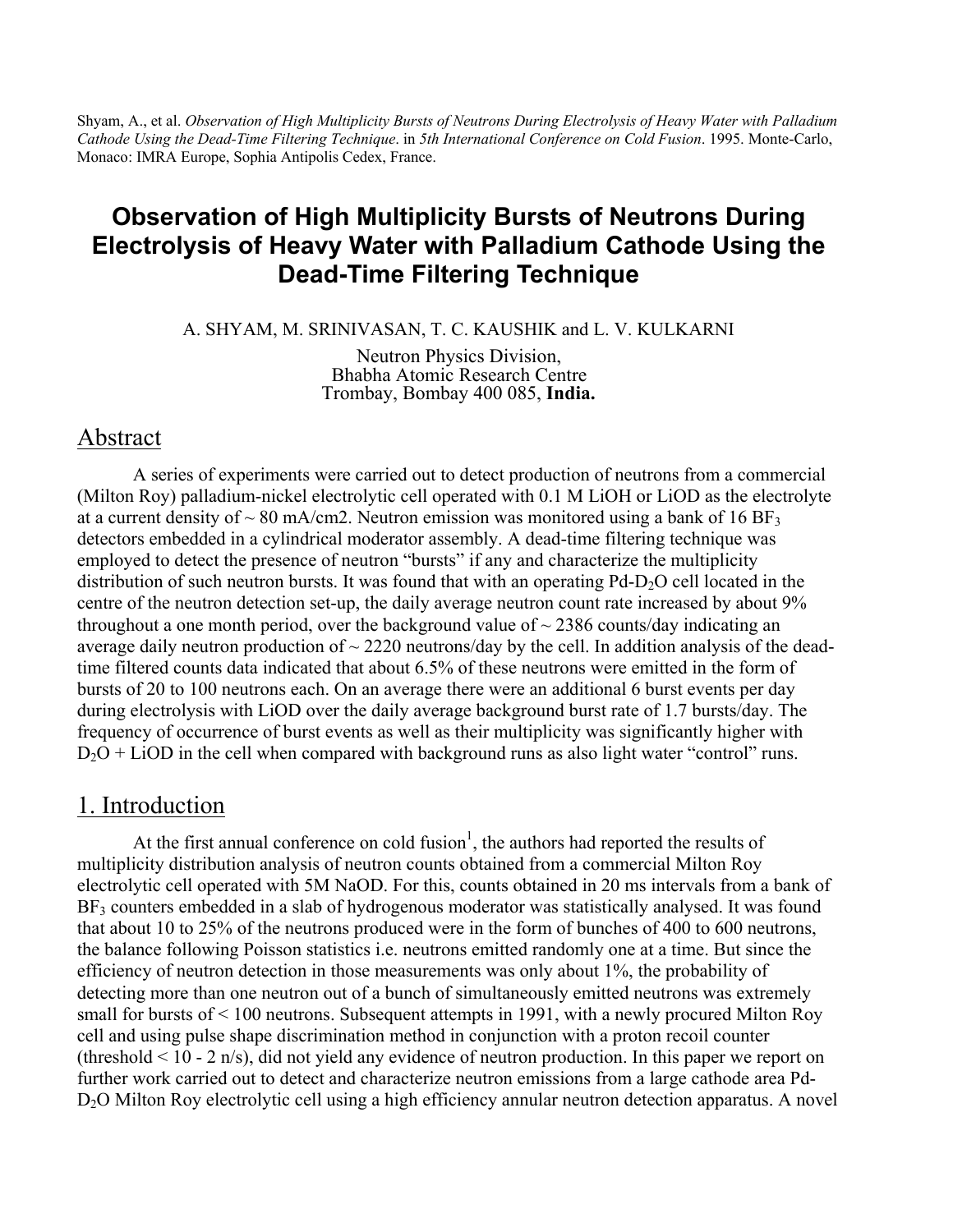Shyam, A., et al. *Observation of High Multiplicity Bursts of Neutrons During Electrolysis of Heavy Water with Palladium Cathode Using the Dead-Time Filtering Technique*. in *5th International Conference on Cold Fusion*. 1995. Monte-Carlo, Monaco: IMRA Europe, Sophia Antipolis Cedex, France.

# Observation of High Multiplicity Bursts of Neutrons During Electrolysis of Heavy Water with Palladium Cathode Using the Dead-Time Filtering Technique

A. SHYAM, M. SRINIVASAN, T. C. KAUSHIK and L. V. KULKARNI

Neutron Physics Division,
Bhabha Atomic Research Centre
Trombay, Bombay 400 085, **India.**

## Abstract

A series of experiments were carried out to detect production of neutrons from a commercial (Milton Roy) palladium-nickel electrolytic cell operated with 0.1 M LiOH or LiOD as the electrolyte at a current density of ~ 80 mA/cm2. Neutron emission was monitored using a bank of 16 $BF_3$ detectors embedded in a cylindrical moderator assembly. A dead-time filtering technique was employed to detect the presence of neutron "bursts" if any and characterize the multiplicity distribution of such neutron bursts. It was found that with an operating Pd-$D_2O$ cell located in the centre of the neutron detection set-up, the daily average neutron count rate increased by about 9% throughout a one month period, over the background value of ~ 2386 counts/day indicating an average daily neutron production of ~ 2220 neutrons/day by the cell. In addition analysis of the dead-time filtered counts data indicated that about 6.5% of these neutrons were emitted in the form of bursts of 20 to 100 neutrons each. On an average there were an additional 6 burst events per day during electrolysis with LiOD over the daily average background burst rate of 1.7 bursts/day. The frequency of occurrence of burst events as well as their multiplicity was significantly higher with $D_2O$ + LiOD in the cell when compared with background runs as also light water "control" runs.

## 1. Introduction

At the first annual conference on cold fusion[1], the authors had reported the results of multiplicity distribution analysis of neutron counts obtained from a commercial Milton Roy electrolytic cell operated with 5M NaOD. For this, counts obtained in 20 ms intervals from a bank of $BF_3$ counters embedded in a slab of hydrogenous moderator was statistically analysed. It was found that about 10 to 25% of the neutrons produced were in the form of bunches of 400 to 600 neutrons, the balance following Poisson statistics i.e. neutrons emitted randomly one at a time. But since the efficiency of neutron detection in those measurements was only about 1%, the probability of detecting more than one neutron out of a bunch of simultaneously emitted neutrons was extremely small for bursts of < 100 neutrons. Subsequent attempts in 1991, with a newly procured Milton Roy cell and using pulse shape discrimination method in conjunction with a proton recoil counter (threshold < 10 - 2 n/s), did not yield any evidence of neutron production. In this paper we report on further work carried out to detect and characterize neutron emissions from a large cathode area Pd-$D_2O$ Milton Roy electrolytic cell using a high efficiency annular neutron detection apparatus. A novel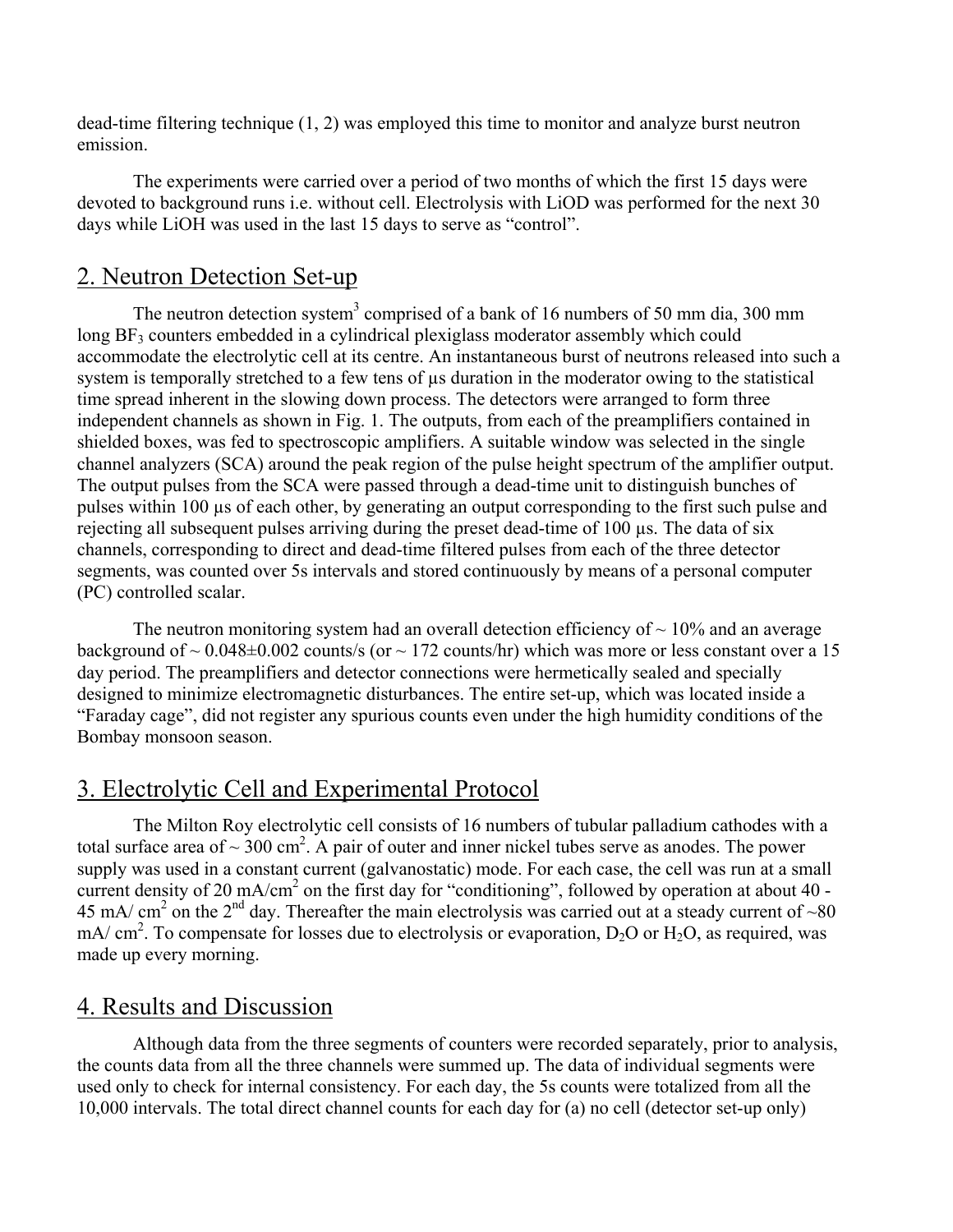dead-time filtering technique (1, 2) was employed this time to monitor and analyze burst neutron emission.

The experiments were carried over a period of two months of which the first 15 days were devoted to background runs i.e. without cell. Electrolysis with LiOD was performed for the next 30 days while LiOH was used in the last 15 days to serve as "control".

## 2. Neutron Detection Set-up

The neutron detection system[3] comprised of a bank of 16 numbers of 50 mm dia, 300 mm long $BF_3$ counters embedded in a cylindrical plexiglass moderator assembly which could accommodate the electrolytic cell at its centre. An instantaneous burst of neutrons released into such a system is temporally stretched to a few tens of μs duration in the moderator owing to the statistical time spread inherent in the slowing down process. The detectors were arranged to form three independent channels as shown in Fig. 1. The outputs, from each of the preamplifiers contained in shielded boxes, was fed to spectroscopic amplifiers. A suitable window was selected in the single channel analyzers (SCA) around the peak region of the pulse height spectrum of the amplifier output. The output pulses from the SCA were passed through a dead-time unit to distinguish bunches of pulses within 100 μs of each other, by generating an output corresponding to the first such pulse and rejecting all subsequent pulses arriving during the preset dead-time of 100 μs. The data of six channels, corresponding to direct and dead-time filtered pulses from each of the three detector segments, was counted over 5s intervals and stored continuously by means of a personal computer (PC) controlled scalar.

The neutron monitoring system had an overall detection efficiency of ~ 10% and an average background of ~ 0.048±0.002 counts/s (or ~ 172 counts/hr) which was more or less constant over a 15 day period. The preamplifiers and detector connections were hermetically sealed and specially designed to minimize electromagnetic disturbances. The entire set-up, which was located inside a "Faraday cage", did not register any spurious counts even under the high humidity conditions of the Bombay monsoon season.

## 3. Electrolytic Cell and Experimental Protocol

The Milton Roy electrolytic cell consists of 16 numbers of tubular palladium cathodes with a total surface area of ~ 300 $cm^2$. A pair of outer and inner nickel tubes serve as anodes. The power supply was used in a constant current (galvanostatic) mode. For each case, the cell was run at a small current density of 20 $mA/cm^2$ on the first day for "conditioning", followed by operation at about 40 - 45 $mA/cm^2$ on the 2nd day. Thereafter the main electrolysis was carried out at a steady current of ~80 $mA/cm^2$. To compensate for losses due to electrolysis or evaporation, $D_2O$ or $H_2O$, as required, was made up every morning.

## 4. Results and Discussion

Although data from the three segments of counters were recorded separately, prior to analysis, the counts data from all the three channels were summed up. The data of individual segments were used only to check for internal consistency. For each day, the 5s counts were totalized from all the 10,000 intervals. The total direct channel counts for each day for (a) no cell (detector set-up only)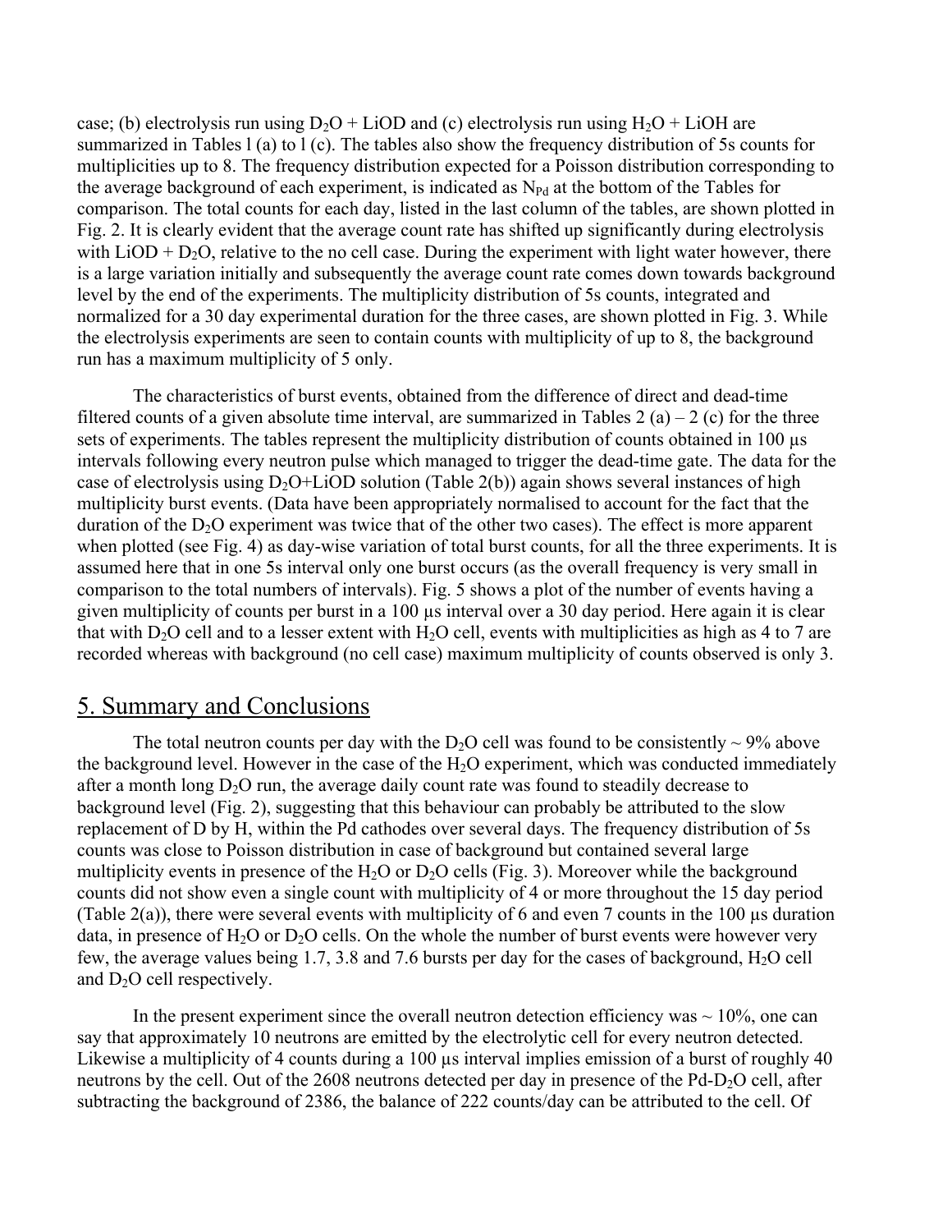case; (b) electrolysis run using $D_2O$ + LiOD and (c) electrolysis run using $H_2O$ + LiOH are summarized in Tables l (a) to l (c). The tables also show the frequency distribution of 5s counts for multiplicities up to 8. The frequency distribution expected for a Poisson distribution corresponding to the average background of each experiment, is indicated as $N_{Pd}$ at the bottom of the Tables for comparison. The total counts for each day, listed in the last column of the tables, are shown plotted in Fig. 2. It is clearly evident that the average count rate has shifted up significantly during electrolysis with LiOD + $D_2O$, relative to the no cell case. During the experiment with light water however, there is a large variation initially and subsequently the average count rate comes down towards background level by the end of the experiments. The multiplicity distribution of 5s counts, integrated and normalized for a 30 day experimental duration for the three cases, are shown plotted in Fig. 3. While the electrolysis experiments are seen to contain counts with multiplicity of up to 8, the background run has a maximum multiplicity of 5 only.

The characteristics of burst events, obtained from the difference of direct and dead-time filtered counts of a given absolute time interval, are summarized in Tables 2 (a) – 2 (c) for the three sets of experiments. The tables represent the multiplicity distribution of counts obtained in 100 μs intervals following every neutron pulse which managed to trigger the dead-time gate. The data for the case of electrolysis using $D_2O$+LiOD solution (Table 2(b)) again shows several instances of high multiplicity burst events. (Data have been appropriately normalised to account for the fact that the duration of the $D_2O$ experiment was twice that of the other two cases). The effect is more apparent when plotted (see Fig. 4) as day-wise variation of total burst counts, for all the three experiments. It is assumed here that in one 5s interval only one burst occurs (as the overall frequency is very small in comparison to the total numbers of intervals). Fig. 5 shows a plot of the number of events having a given multiplicity of counts per burst in a 100 μs interval over a 30 day period. Here again it is clear that with $D_2O$ cell and to a lesser extent with $H_2O$ cell, events with multiplicities as high as 4 to 7 are recorded whereas with background (no cell case) maximum multiplicity of counts observed is only 3.

## 5. Summary and Conclusions

The total neutron counts per day with the $D_2O$ cell was found to be consistently ~ 9% above the background level. However in the case of the $H_2O$ experiment, which was conducted immediately after a month long $D_2O$ run, the average daily count rate was found to steadily decrease to background level (Fig. 2), suggesting that this behaviour can probably be attributed to the slow replacement of D by H, within the Pd cathodes over several days. The frequency distribution of 5s counts was close to Poisson distribution in case of background but contained several large multiplicity events in presence of the $H_2O$ or $D_2O$ cells (Fig. 3). Moreover while the background counts did not show even a single count with multiplicity of 4 or more throughout the 15 day period (Table 2(a)), there were several events with multiplicity of 6 and even 7 counts in the 100 μs duration data, in presence of $H_2O$ or $D_2O$ cells. On the whole the number of burst events were however very few, the average values being 1.7, 3.8 and 7.6 bursts per day for the cases of background, $H_2O$ cell and $D_2O$ cell respectively.

In the present experiment since the overall neutron detection efficiency was ~ 10%, one can say that approximately 10 neutrons are emitted by the electrolytic cell for every neutron detected. Likewise a multiplicity of 4 counts during a 100 μs interval implies emission of a burst of roughly 40 neutrons by the cell. Out of the 2608 neutrons detected per day in presence of the Pd-$D_2O$ cell, after subtracting the background of 2386, the balance of 222 counts/day can be attributed to the cell. Of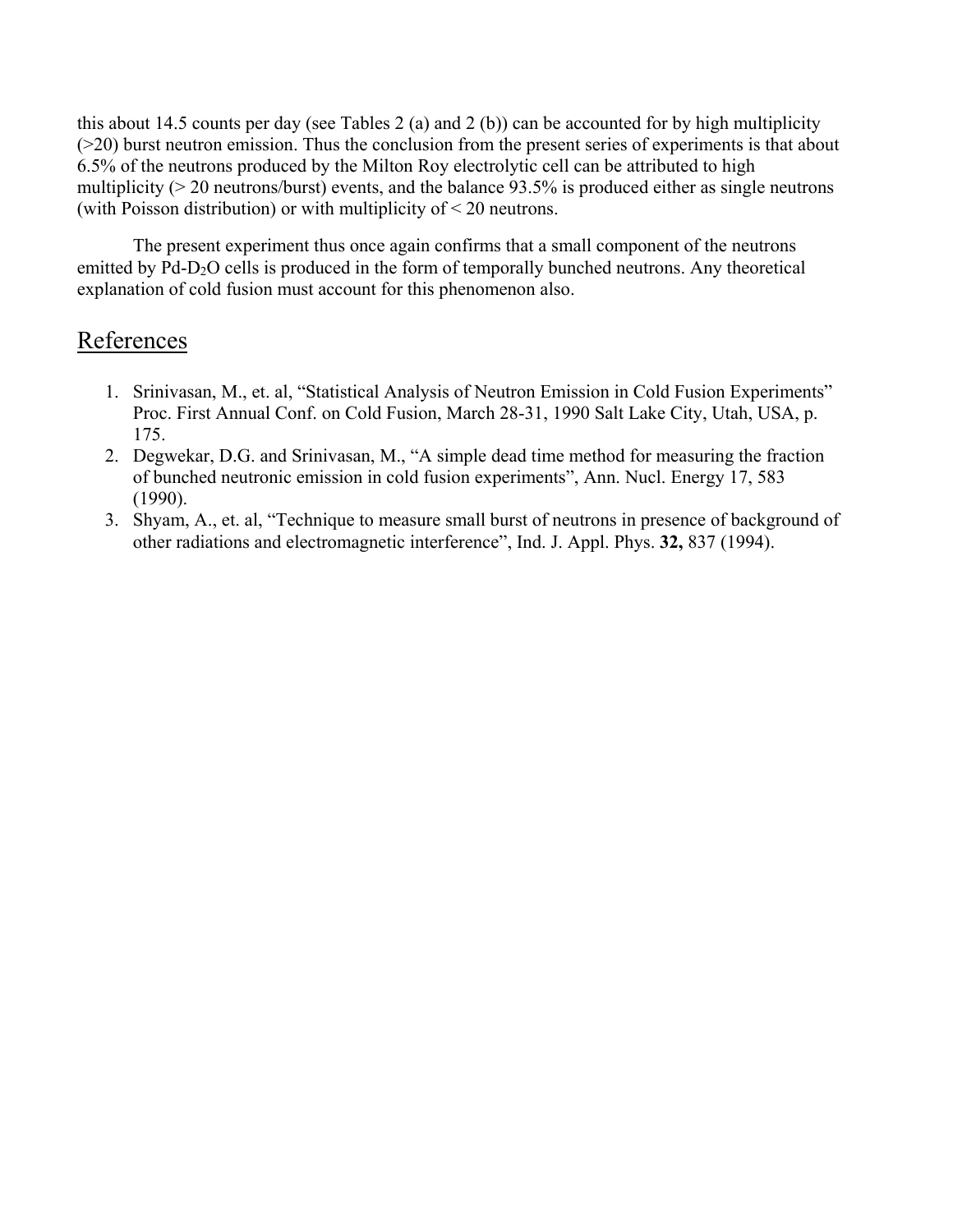this about 14.5 counts per day (see Tables 2 (a) and 2 (b)) can be accounted for by high multiplicity (>20) burst neutron emission. Thus the conclusion from the present series of experiments is that about 6.5% of the neutrons produced by the Milton Roy electrolytic cell can be attributed to high multiplicity (> 20 neutrons/burst) events, and the balance 93.5% is produced either as single neutrons (with Poisson distribution) or with multiplicity of < 20 neutrons.

The present experiment thus once again confirms that a small component of the neutrons emitted by Pd-$D_2O$ cells is produced in the form of temporally bunched neutrons. Any theoretical explanation of cold fusion must account for this phenomenon also.

## References

1. Srinivasan, M., et. al, "Statistical Analysis of Neutron Emission in Cold Fusion Experiments" Proc. First Annual Conf. on Cold Fusion, March 28-31, 1990 Salt Lake City, Utah, USA, p. 175.
2. Degwekar, D.G. and Srinivasan, M., "A simple dead time method for measuring the fraction of bunched neutronic emission in cold fusion experiments", Ann. Nucl. Energy 17, 583 (1990).
3. Shyam, A., et. al, "Technique to measure small burst of neutrons in presence of background of other radiations and electromagnetic interference", Ind. J. Appl. Phys. **32,** 837 (1994).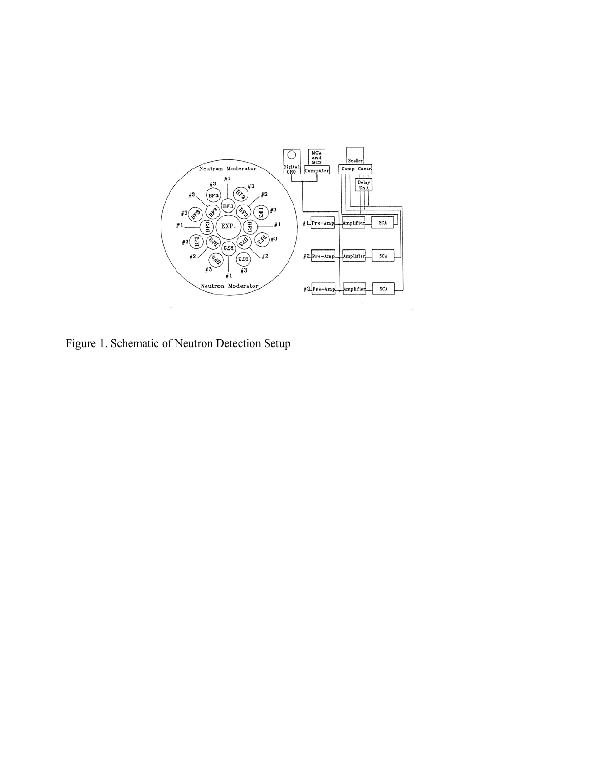Figure 1. Schematic of Neutron Detection Setup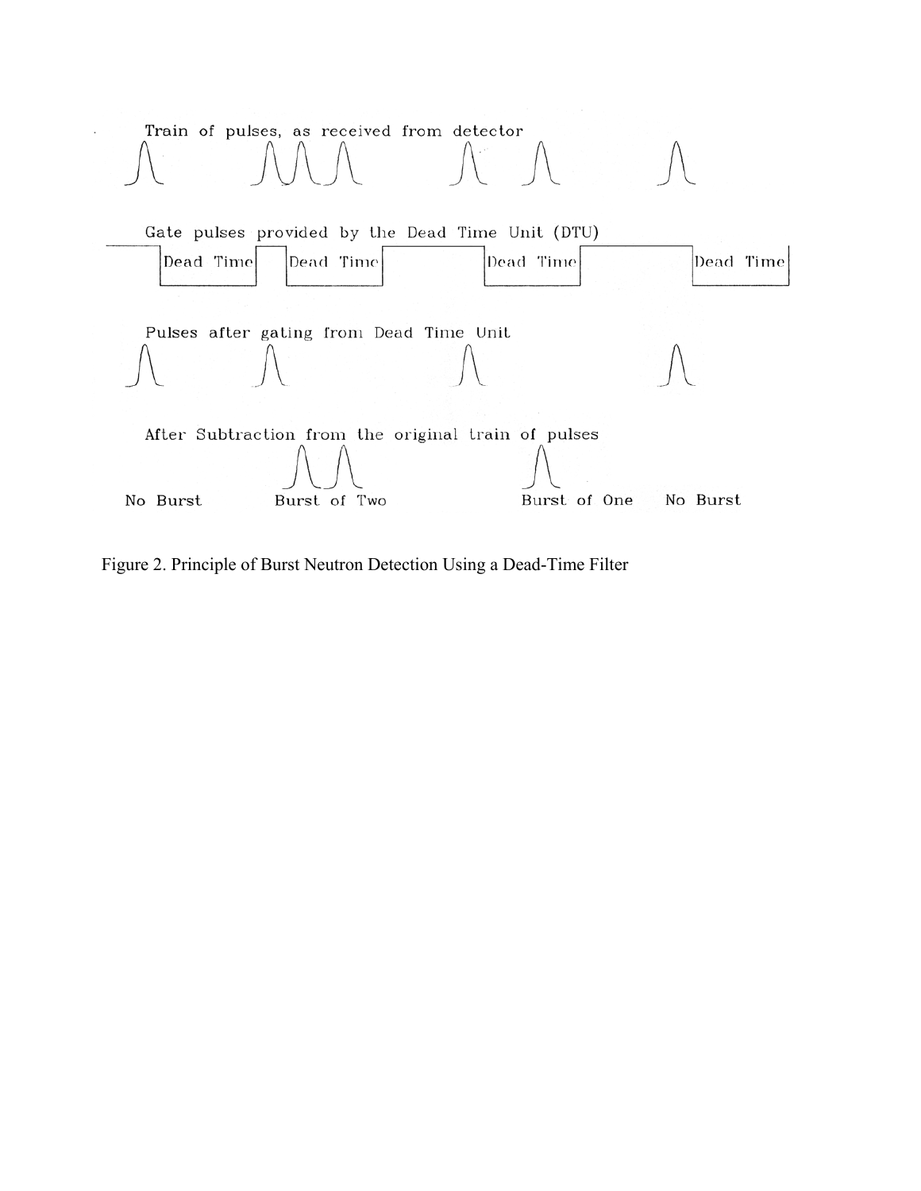Train of pulses, as received from detector

Gate pulses provided by the Dead Time Unit (DTU)

Dead Time Dead Time Dead Time Dead Time

Pulses after gating from Dead Time Unit

After Subtraction from the original train of pulses

No Burst Burst of Two Burst of One No Burst

Figure 2. Principle of Burst Neutron Detection Using a Dead-Time Filter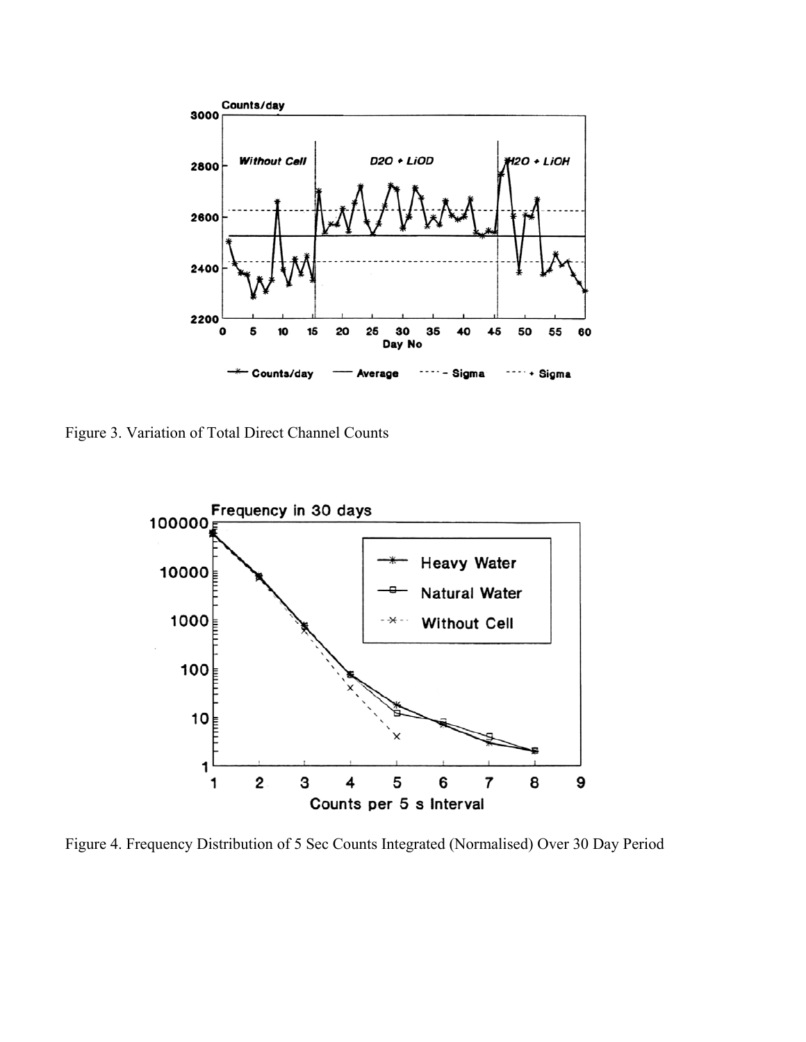Figure 3. Variation of Total Direct Channel Counts

Figure 4. Frequency Distribution of 5 Sec Counts Integrated (Normalised) Over 30 Day Period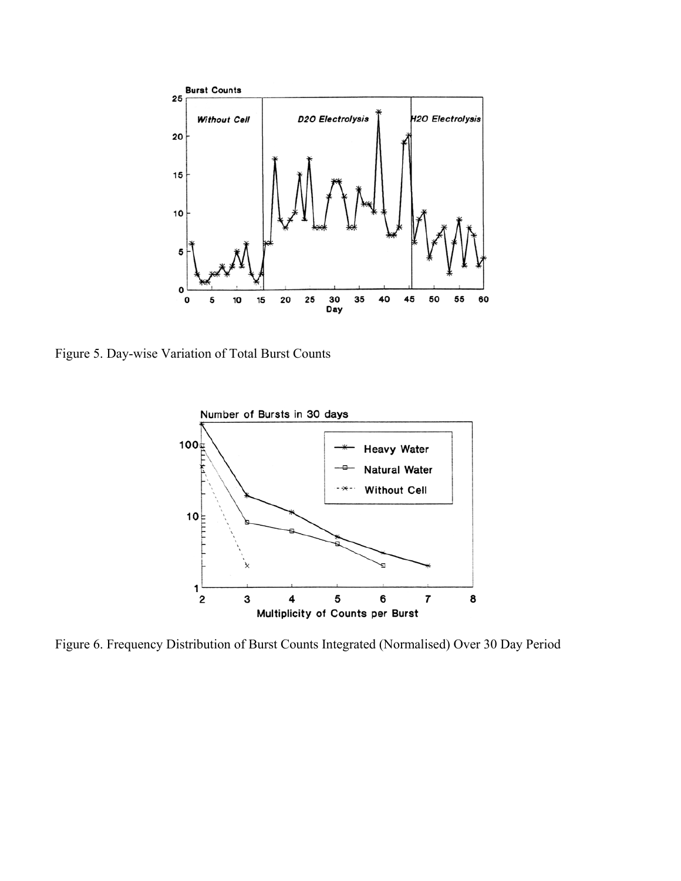Figure 5. Day-wise Variation of Total Burst Counts

Figure 6. Frequency Distribution of Burst Counts Integrated (Normalised) Over 30 Day Period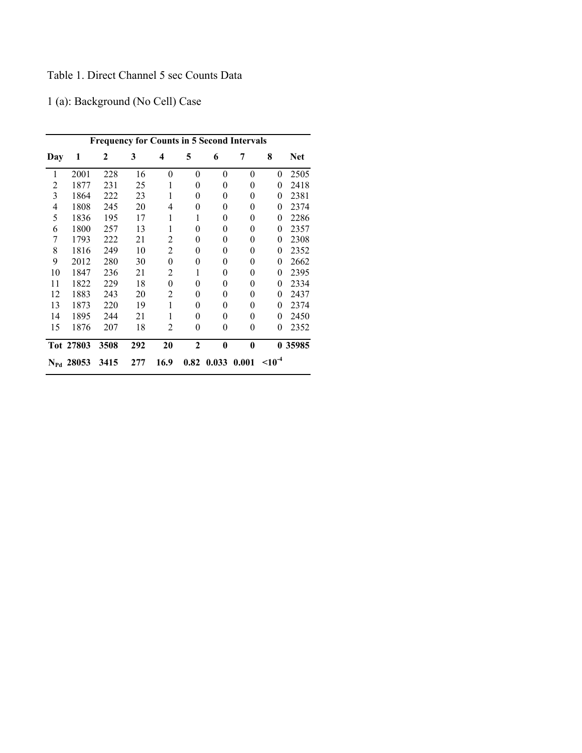Table 1. Direct Channel 5 sec Counts Data

1 (a): Background (No Cell) Case

| | Frequency for Counts in 5 Second Intervals | | | | | | | | |
|---|---|---|---|---|---|---|---|---|---|
| **Day** | **1** | **2** | **3** | **4** | **5** | **6** | **7** | **8** | **Net** |
| 1 | 2001 | 228 | 16 | 0 | 0 | 0 | 0 | 0 | 2505 |
| 2 | 1877 | 231 | 25 | 1 | 0 | 0 | 0 | 0 | 2418 |
| 3 | 1864 | 222 | 23 | 1 | 0 | 0 | 0 | 0 | 2381 |
| 4 | 1808 | 245 | 20 | 4 | 0 | 0 | 0 | 0 | 2374 |
| 5 | 1836 | 195 | 17 | 1 | 1 | 0 | 0 | 0 | 2286 |
| 6 | 1800 | 257 | 13 | 1 | 0 | 0 | 0 | 0 | 2357 |
| 7 | 1793 | 222 | 21 | 2 | 0 | 0 | 0 | 0 | 2308 |
| 8 | 1816 | 249 | 10 | 2 | 0 | 0 | 0 | 0 | 2352 |
| 9 | 2012 | 280 | 30 | 0 | 0 | 0 | 0 | 0 | 2662 |
| 10 | 1847 | 236 | 21 | 2 | 1 | 0 | 0 | 0 | 2395 |
| 11 | 1822 | 229 | 18 | 0 | 0 | 0 | 0 | 0 | 2334 |
| 12 | 1883 | 243 | 20 | 2 | 0 | 0 | 0 | 0 | 2437 |
| 13 | 1873 | 220 | 19 | 1 | 0 | 0 | 0 | 0 | 2374 |
| 14 | 1895 | 244 | 21 | 1 | 0 | 0 | 0 | 0 | 2450 |
| 15 | 1876 | 207 | 18 | 2 | 0 | 0 | 0 | 0 | 2352 |
| **Tot** | **27803** | **3508** | **292** | **20** | **2** | **0** | **0** | **0** | **35985** |
| $\mathbf{N_{Pd}}$ | **28053** | **3415** | **277** | **16.9** | **0.82** | **0.033** | **0.001** | $\mathbf{<10^{-4}}$ | |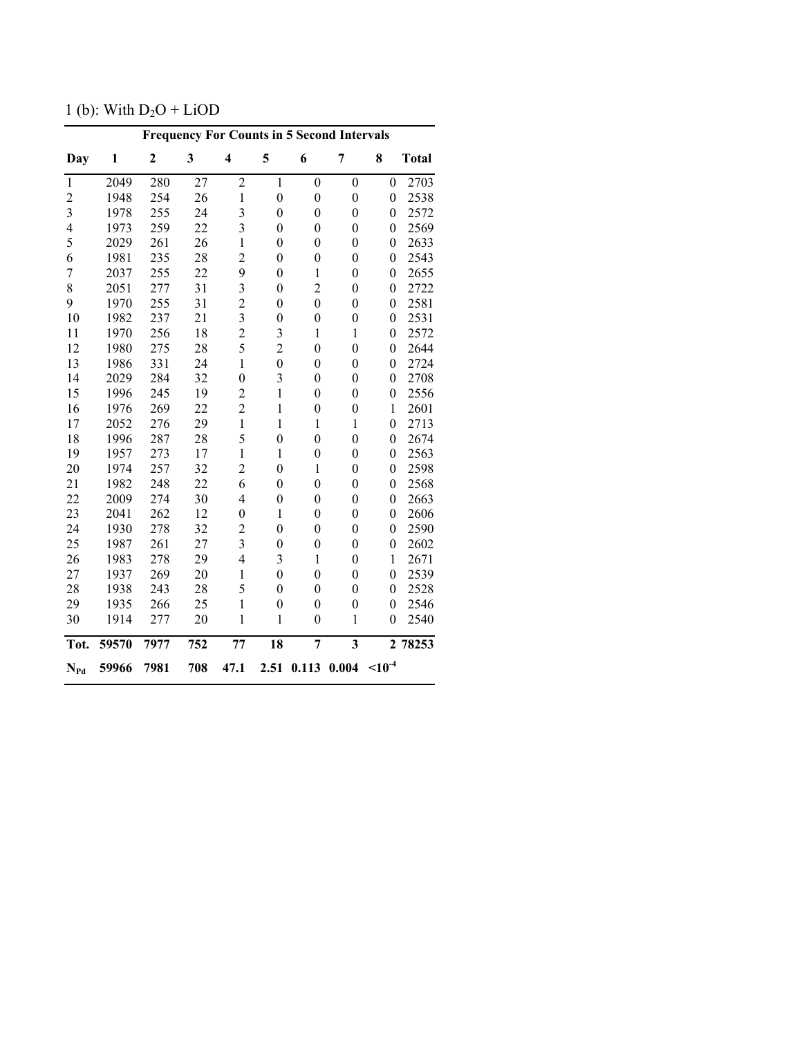1 (b): With $D_2O$ + LiOD

| | Frequency For Counts in 5 Second Intervals | | | | | | | | |
|---|---|---|---|---|---|---|---|---|---|
| **Day** | **1** | **2** | **3** | **4** | **5** | **6** | **7** | **8** | **Total** |
| 1 | 2049 | 280 | 27 | 2 | 1 | 0 | 0 | 0 | 2703 |
| 2 | 1948 | 254 | 26 | 1 | 0 | 0 | 0 | 0 | 2538 |
| 3 | 1978 | 255 | 24 | 3 | 0 | 0 | 0 | 0 | 2572 |
| 4 | 1973 | 259 | 22 | 3 | 0 | 0 | 0 | 0 | 2569 |
| 5 | 2029 | 261 | 26 | 1 | 0 | 0 | 0 | 0 | 2633 |
| 6 | 1981 | 235 | 28 | 2 | 0 | 0 | 0 | 0 | 2543 |
| 7 | 2037 | 255 | 22 | 9 | 0 | 1 | 0 | 0 | 2655 |
| 8 | 2051 | 277 | 31 | 3 | 0 | 2 | 0 | 0 | 2722 |
| 9 | 1970 | 255 | 31 | 2 | 0 | 0 | 0 | 0 | 2581 |
| 10 | 1982 | 237 | 21 | 3 | 0 | 0 | 0 | 0 | 2531 |
| 11 | 1970 | 256 | 18 | 2 | 3 | 1 | 1 | 0 | 2572 |
| 12 | 1980 | 275 | 28 | 5 | 2 | 0 | 0 | 0 | 2644 |
| 13 | 1986 | 331 | 24 | 1 | 0 | 0 | 0 | 0 | 2724 |
| 14 | 2029 | 284 | 32 | 0 | 3 | 0 | 0 | 0 | 2708 |
| 15 | 1996 | 245 | 19 | 2 | 1 | 0 | 0 | 0 | 2556 |
| 16 | 1976 | 269 | 22 | 2 | 1 | 0 | 0 | 1 | 2601 |
| 17 | 2052 | 276 | 29 | 1 | 1 | 1 | 1 | 0 | 2713 |
| 18 | 1996 | 287 | 28 | 5 | 0 | 0 | 0 | 0 | 2674 |
| 19 | 1957 | 273 | 17 | 1 | 1 | 0 | 0 | 0 | 2563 |
| 20 | 1974 | 257 | 32 | 2 | 0 | 1 | 0 | 0 | 2598 |
| 21 | 1982 | 248 | 22 | 6 | 0 | 0 | 0 | 0 | 2568 |
| 22 | 2009 | 274 | 30 | 4 | 0 | 0 | 0 | 0 | 2663 |
| 23 | 2041 | 262 | 12 | 0 | 1 | 0 | 0 | 0 | 2606 |
| 24 | 1930 | 278 | 32 | 2 | 0 | 0 | 0 | 0 | 2590 |
| 25 | 1987 | 261 | 27 | 3 | 0 | 0 | 0 | 0 | 2602 |
| 26 | 1983 | 278 | 29 | 4 | 3 | 1 | 0 | 1 | 2671 |
| 27 | 1937 | 269 | 20 | 1 | 0 | 0 | 0 | 0 | 2539 |
| 28 | 1938 | 243 | 28 | 5 | 0 | 0 | 0 | 0 | 2528 |
| 29 | 1935 | 266 | 25 | 1 | 0 | 0 | 0 | 0 | 2546 |
| 30 | 1914 | 277 | 20 | 1 | 1 | 0 | 1 | 0 | 2540 |
| **Tot.** | **59570** | **7977** | **752** | **77** | **18** | **7** | **3** | **2** | **78253** |
| **$N_{Pd}$** | **59966** | **7981** | **708** | **47.1** | **2.51** | **0.113** | **0.004** | **$<10^{-4}$** | |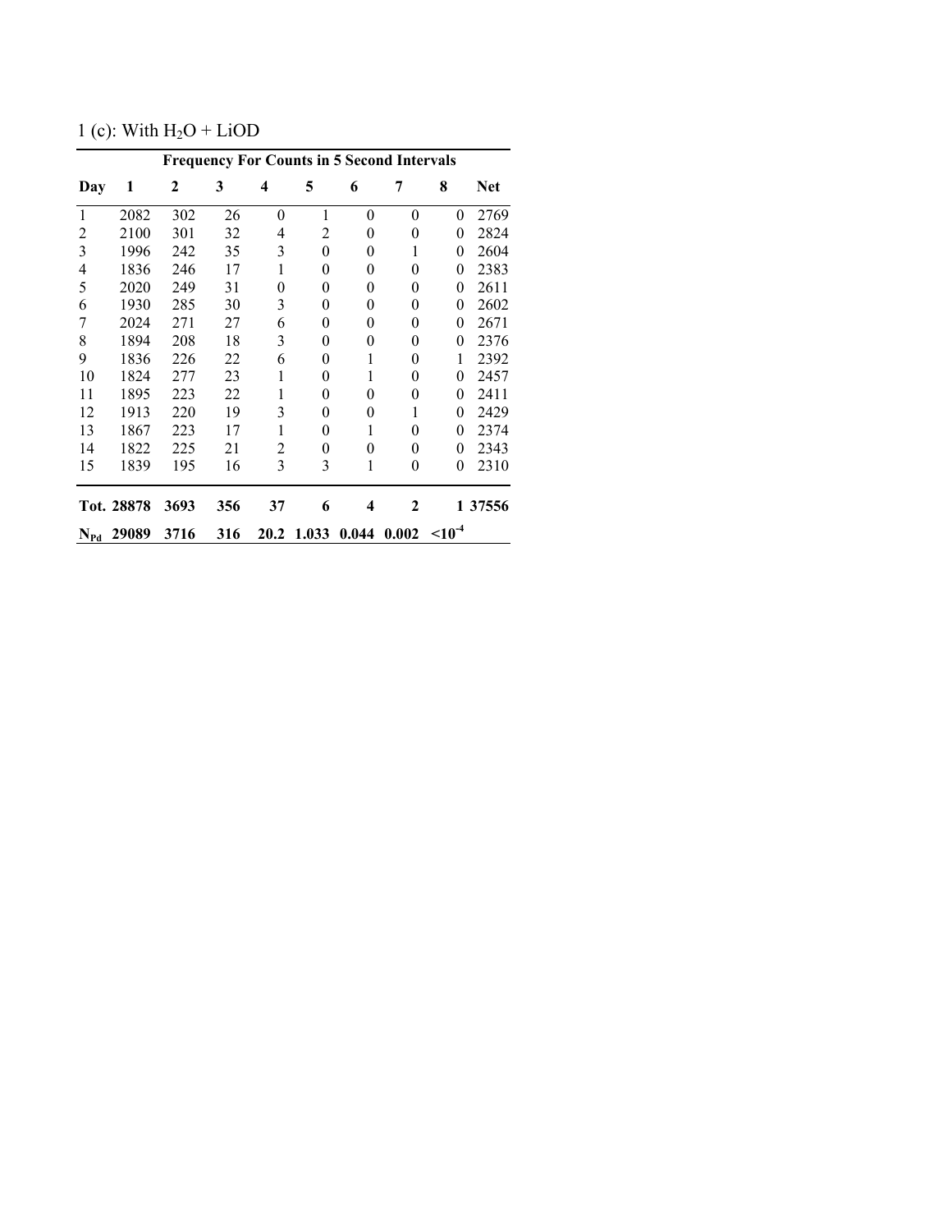1 (c): With $H_2O$ + LiOD

| | Frequency For Counts in 5 Second Intervals | | | | | | | | |
|---|---|---|---|---|---|---|---|---|---|
| **Day** | **1** | **2** | **3** | **4** | **5** | **6** | **7** | **8** | **Net** |
| 1 | 2082 | 302 | 26 | 0 | 1 | 0 | 0 | 0 | 2769 |
| 2 | 2100 | 301 | 32 | 4 | 2 | 0 | 0 | 0 | 2824 |
| 3 | 1996 | 242 | 35 | 3 | 0 | 0 | 1 | 0 | 2604 |
| 4 | 1836 | 246 | 17 | 1 | 0 | 0 | 0 | 0 | 2383 |
| 5 | 2020 | 249 | 31 | 0 | 0 | 0 | 0 | 0 | 2611 |
| 6 | 1930 | 285 | 30 | 3 | 0 | 0 | 0 | 0 | 2602 |
| 7 | 2024 | 271 | 27 | 6 | 0 | 0 | 0 | 0 | 2671 |
| 8 | 1894 | 208 | 18 | 3 | 0 | 0 | 0 | 0 | 2376 |
| 9 | 1836 | 226 | 22 | 6 | 0 | 1 | 0 | 1 | 2392 |
| 10 | 1824 | 277 | 23 | 1 | 0 | 1 | 0 | 0 | 2457 |
| 11 | 1895 | 223 | 22 | 1 | 0 | 0 | 0 | 0 | 2411 |
| 12 | 1913 | 220 | 19 | 3 | 0 | 0 | 1 | 0 | 2429 |
| 13 | 1867 | 223 | 17 | 1 | 0 | 1 | 0 | 0 | 2374 |
| 14 | 1822 | 225 | 21 | 2 | 0 | 0 | 0 | 0 | 2343 |
| 15 | 1839 | 195 | 16 | 3 | 3 | 1 | 0 | 0 | 2310 |
| **Tot.** | **28878** | **3693** | **356** | **37** | **6** | **4** | **2** | **1** | **37556** |
| **$N_{Pd}$** | **29089** | **3716** | **316** | **20.2** | **1.033** | **0.044** | **0.002** | **$<10^{-4}$** | |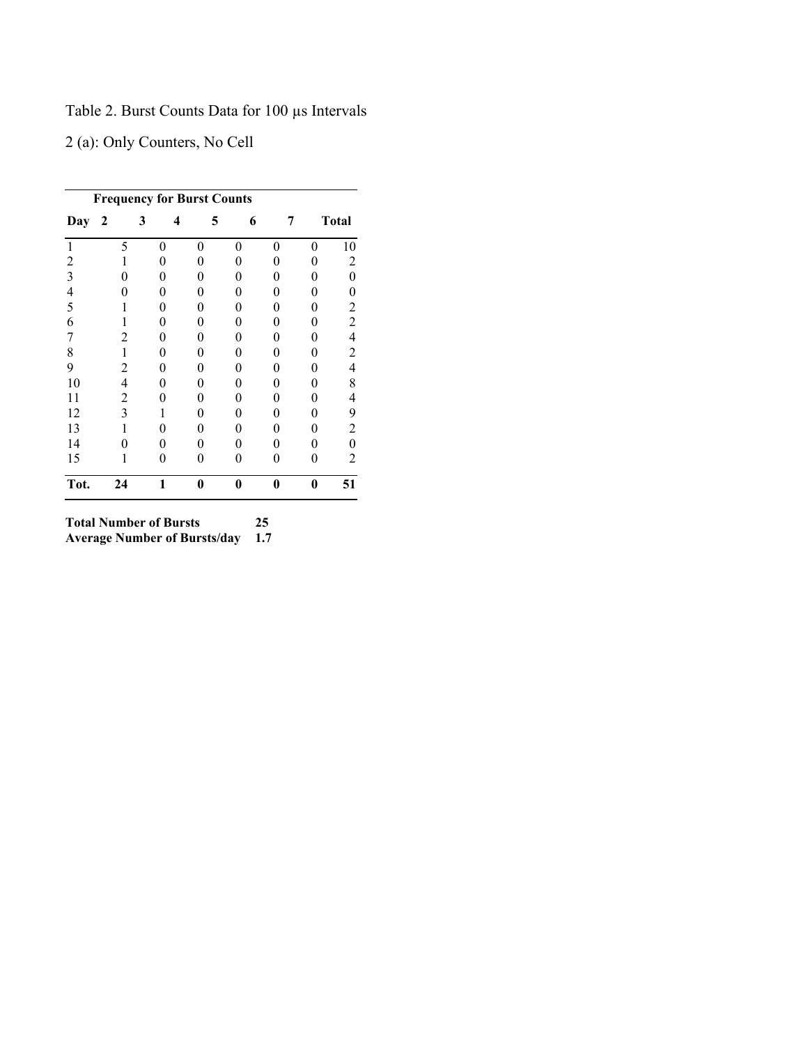Table 2. Burst Counts Data for 100 μs Intervals

2 (a): Only Counters, No Cell

| | Frequency for Burst Counts | | | | | | |
|---|---|---|---|---|---|---|---|
| **Day** | **2** | **3** | **4** | **5** | **6** | **7** | **Total** |
| 1 | 5 | 0 | 0 | 0 | 0 | 0 | 10 |
| 2 | 1 | 0 | 0 | 0 | 0 | 0 | 2 |
| 3 | 0 | 0 | 0 | 0 | 0 | 0 | 0 |
| 4 | 0 | 0 | 0 | 0 | 0 | 0 | 0 |
| 5 | 1 | 0 | 0 | 0 | 0 | 0 | 2 |
| 6 | 1 | 0 | 0 | 0 | 0 | 0 | 2 |
| 7 | 2 | 0 | 0 | 0 | 0 | 0 | 4 |
| 8 | 1 | 0 | 0 | 0 | 0 | 0 | 2 |
| 9 | 2 | 0 | 0 | 0 | 0 | 0 | 4 |
| 10 | 4 | 0 | 0 | 0 | 0 | 0 | 8 |
| 11 | 2 | 0 | 0 | 0 | 0 | 0 | 4 |
| 12 | 3 | 1 | 0 | 0 | 0 | 0 | 9 |
| 13 | 1 | 0 | 0 | 0 | 0 | 0 | 2 |
| 14 | 0 | 0 | 0 | 0 | 0 | 0 | 0 |
| 15 | 1 | 0 | 0 | 0 | 0 | 0 | 2 |
| **Tot.** | **24** | **1** | **0** | **0** | **0** | **0** | **51** |

**Total Number of Bursts** **25**
**Average Number of Bursts/day** **1.7**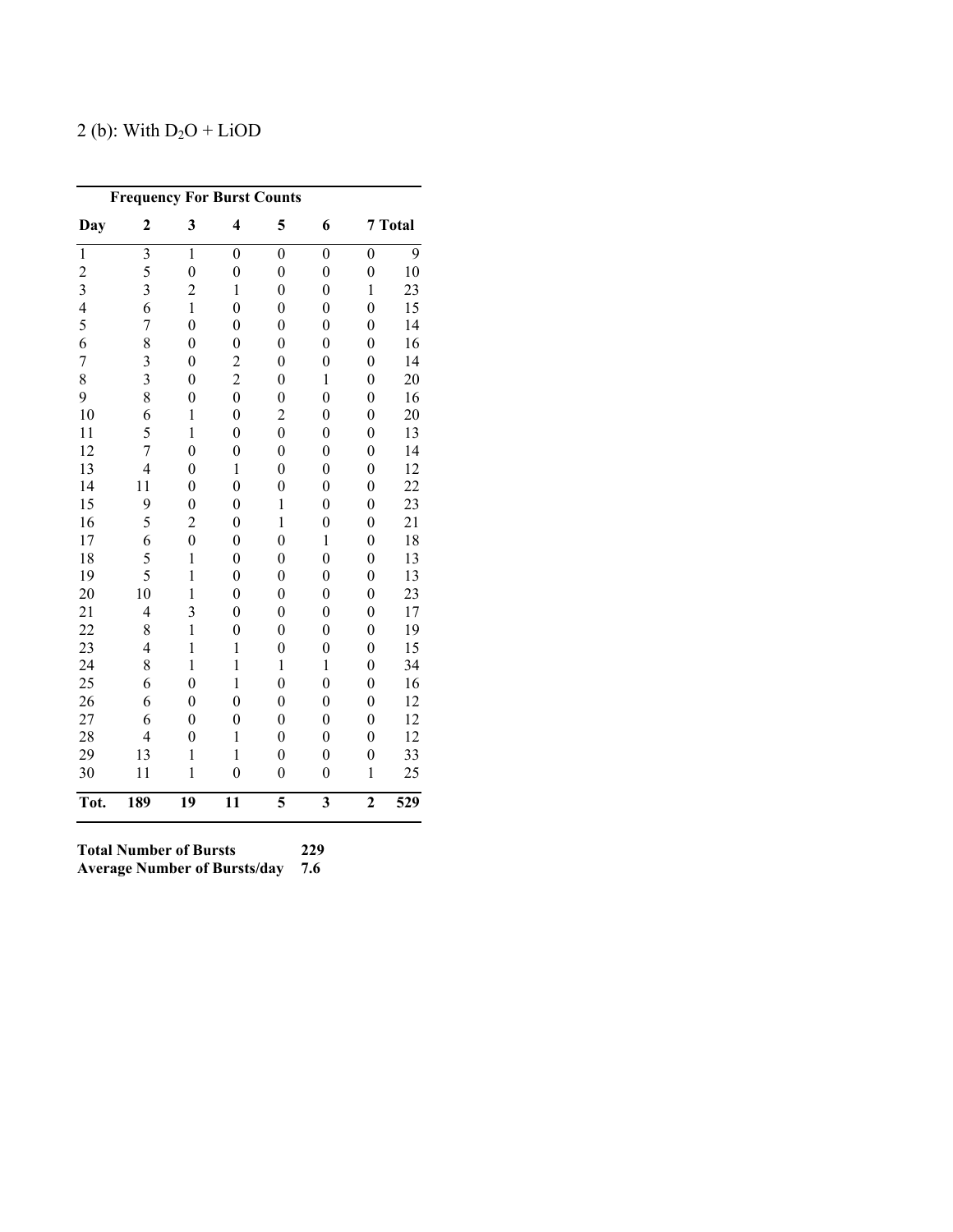2 (b): With $D_2O$ + LiOD

| Frequency For Burst Counts | | | | | | | |
|---|---|---|---|---|---|---|---|
| Day | 2 | 3 | 4 | 5 | 6 | 7 | Total |
| 1 | 3 | 1 | 0 | 0 | 0 | 0 | 9 |
| 2 | 5 | 0 | 0 | 0 | 0 | 0 | 10 |
| 3 | 3 | 2 | 1 | 0 | 0 | 1 | 23 |
| 4 | 6 | 1 | 0 | 0 | 0 | 0 | 15 |
| 5 | 7 | 0 | 0 | 0 | 0 | 0 | 14 |
| 6 | 8 | 0 | 0 | 0 | 0 | 0 | 16 |
| 7 | 3 | 0 | 2 | 0 | 0 | 0 | 14 |
| 8 | 3 | 0 | 2 | 0 | 1 | 0 | 20 |
| 9 | 8 | 0 | 0 | 0 | 0 | 0 | 16 |
| 10 | 6 | 1 | 0 | 2 | 0 | 0 | 20 |
| 11 | 5 | 1 | 0 | 0 | 0 | 0 | 13 |
| 12 | 7 | 0 | 0 | 0 | 0 | 0 | 14 |
| 13 | 4 | 0 | 1 | 0 | 0 | 0 | 12 |
| 14 | 11 | 0 | 0 | 0 | 0 | 0 | 22 |
| 15 | 9 | 0 | 0 | 1 | 0 | 0 | 23 |
| 16 | 5 | 2 | 0 | 1 | 0 | 0 | 21 |
| 17 | 6 | 0 | 0 | 0 | 1 | 0 | 18 |
| 18 | 5 | 1 | 0 | 0 | 0 | 0 | 13 |
| 19 | 5 | 1 | 0 | 0 | 0 | 0 | 13 |
| 20 | 10 | 1 | 0 | 0 | 0 | 0 | 23 |
| 21 | 4 | 3 | 0 | 0 | 0 | 0 | 17 |
| 22 | 8 | 1 | 0 | 0 | 0 | 0 | 19 |
| 23 | 4 | 1 | 1 | 0 | 0 | 0 | 15 |
| 24 | 8 | 1 | 1 | 1 | 1 | 0 | 34 |
| 25 | 6 | 0 | 1 | 0 | 0 | 0 | 16 |
| 26 | 6 | 0 | 0 | 0 | 0 | 0 | 12 |
| 27 | 6 | 0 | 0 | 0 | 0 | 0 | 12 |
| 28 | 4 | 0 | 1 | 0 | 0 | 0 | 12 |
| 29 | 13 | 1 | 1 | 0 | 0 | 0 | 33 |
| 30 | 11 | 1 | 0 | 0 | 0 | 1 | 25 |
| **Tot.** | **189** | **19** | **11** | **5** | **3** | **2** | **529** |

**Total Number of Bursts** **229**
**Average Number of Bursts/day** **7.6**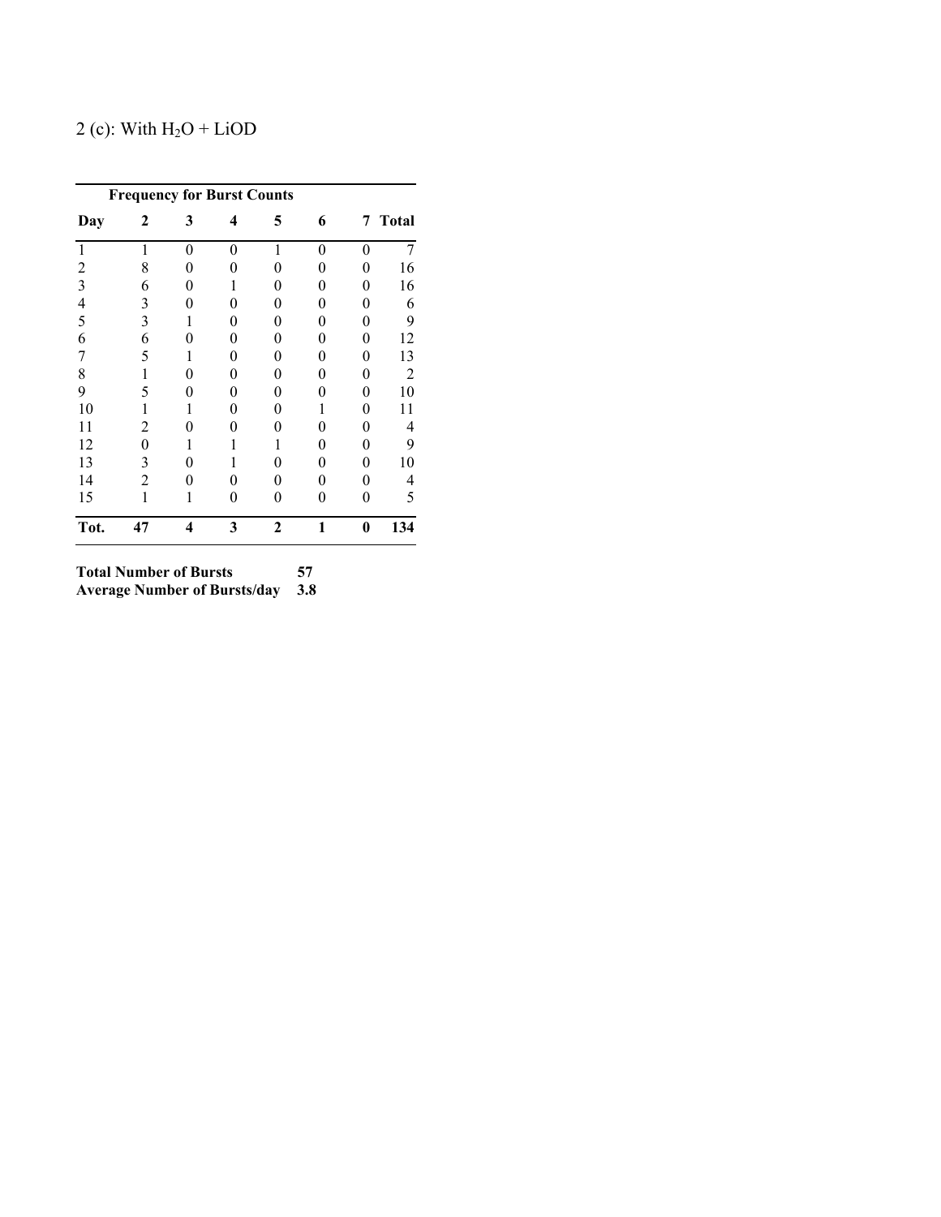2 (c): With $H_2O$ + LiOD

| Frequency for Burst Counts | | | | | | | |
|---|---|---|---|---|---|---|---|
| **Day** | **2** | **3** | **4** | **5** | **6** | **7** | **Total** |
| 1 | 1 | 0 | 0 | 1 | 0 | 0 | 7 |
| 2 | 8 | 0 | 0 | 0 | 0 | 0 | 16 |
| 3 | 6 | 0 | 1 | 0 | 0 | 0 | 16 |
| 4 | 3 | 0 | 0 | 0 | 0 | 0 | 6 |
| 5 | 3 | 1 | 0 | 0 | 0 | 0 | 9 |
| 6 | 6 | 0 | 0 | 0 | 0 | 0 | 12 |
| 7 | 5 | 1 | 0 | 0 | 0 | 0 | 13 |
| 8 | 1 | 0 | 0 | 0 | 0 | 0 | 2 |
| 9 | 5 | 0 | 0 | 0 | 0 | 0 | 10 |
| 10 | 1 | 1 | 0 | 0 | 1 | 0 | 11 |
| 11 | 2 | 0 | 0 | 0 | 0 | 0 | 4 |
| 12 | 0 | 1 | 1 | 1 | 0 | 0 | 9 |
| 13 | 3 | 0 | 1 | 0 | 0 | 0 | 10 |
| 14 | 2 | 0 | 0 | 0 | 0 | 0 | 4 |
| 15 | 1 | 1 | 0 | 0 | 0 | 0 | 5 |
| **Tot.** | **47** | **4** | **3** | **2** | **1** | **0** | **134** |

**Total Number of Bursts** **57**
**Average Number of Bursts/day** **3.8**